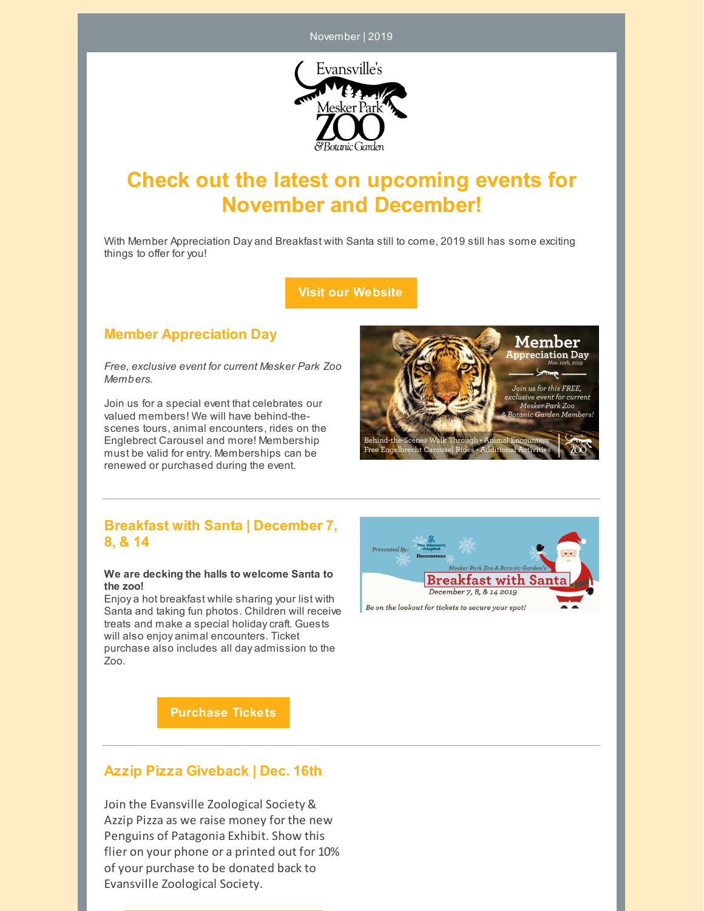November | 2019

# Check out the latest on upcoming events for November and December!

With Member Appreciation Day and Breakfast with Santa still to come, 2019 still has some exciting things to offer for you!

Visit our Website

## Member Appreciation Day

*Free, exclusive event for current Mesker Park Zoo Members.*

Join us for a special event that celebrates our valued members! We will have behind-the-scenes tours, animal encounters, rides on the Englebrect Carousel and more! Membership must be valid for entry. Memberships can be renewed or purchased during the event.

## Breakfast with Santa | December 7, 8, & 14

**We are decking the halls to welcome Santa to the zoo!**
Enjoy a hot breakfast while sharing your list with Santa and taking fun photos. Children will receive treats and make a special holiday craft. Guests will also enjoy animal encounters. Ticket purchase also includes all day admission to the Zoo.

Purchase Tickets

## Azzip Pizza Giveback | Dec. 16th

Join the Evansville Zoological Society & Azzip Pizza as we raise money for the new Penguins of Patagonia Exhibit. Show this flier on your phone or a printed out for 10% of your purchase to be donated back to Evansville Zoological Society.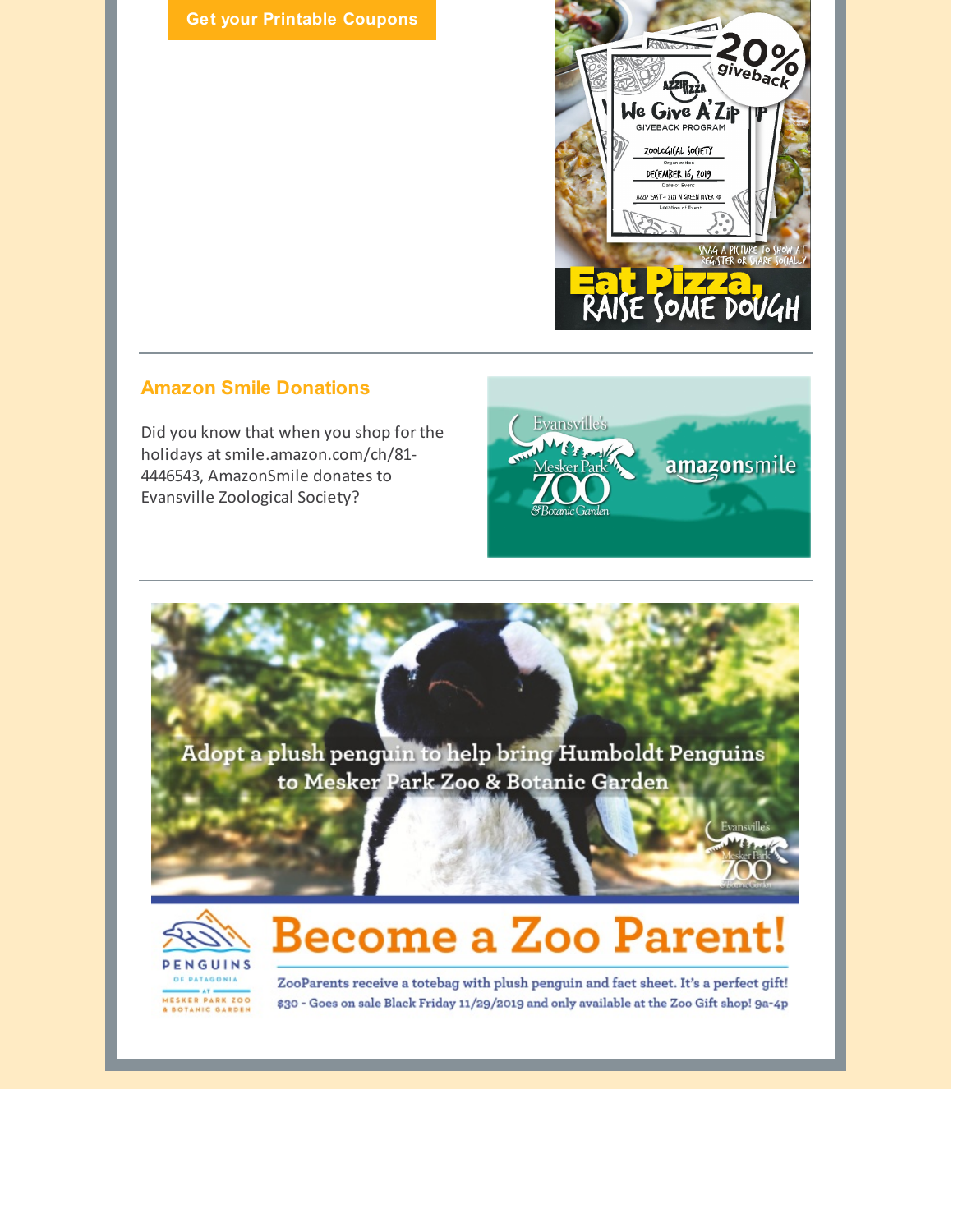Get your Printable Coupons

20% giveback

We Give A'Zip

GIVEBACK PROGRAM

ZOOLOGICAL SOCIETY

Organization

DECEMBER 16, 2019

Date of Event

AZZIP EAST - 2121 N GREEN RIVER RD

Location of Event

SNAG A PICTURE TO SHOW AT REGISTER OR SHARE SOCIALLY

Eat Pizza, RAISE SOME DOUGH

## Amazon Smile Donations

Did you know that when you shop for the holidays at smile.amazon.com/ch/81-4446543, AmazonSmile donates to Evansville Zoological Society?

Evansville's Mesker Park Zoo & Botanic Garden

amazonsmile

Adopt a plush penguin to help bring Humboldt Penguins to Mesker Park Zoo & Botanic Garden

PENGUINS OF PATAGONIA AT MESKER PARK ZOO & BOTANIC GARDEN

# Become a Zoo Parent!

ZooParents receive a totebag with plush penguin and fact sheet. It's a perfect gift!

$30 - Goes on sale Black Friday 11/29/2019 and only available at the Zoo Gift shop! 9a-4p